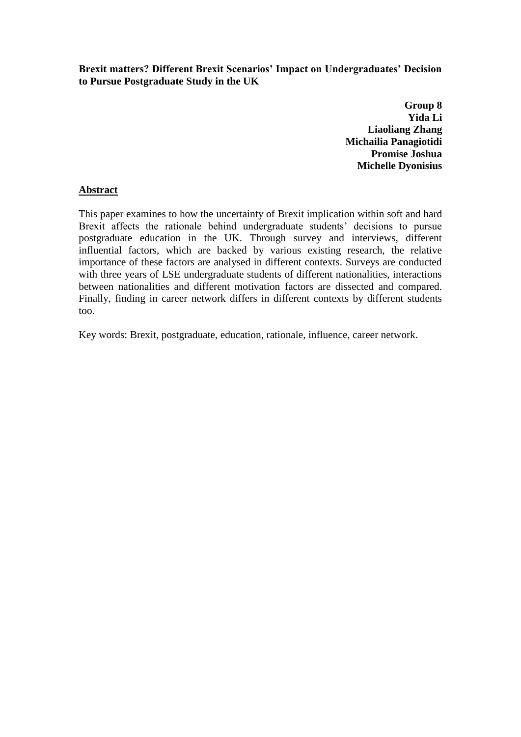**Brexit matters? Different Brexit Scenarios' Impact on Undergraduates' Decision to Pursue Postgraduate Study in the UK**

**Group 8**
**Yida Li**
**Liaoliang Zhang**
**Michailia Panagiotidi**
**Promise Joshua**
**Michelle Dyonisius**

## Abstract

This paper examines to how the uncertainty of Brexit implication within soft and hard Brexit affects the rationale behind undergraduate students' decisions to pursue postgraduate education in the UK. Through survey and interviews, different influential factors, which are backed by various existing research, the relative importance of these factors are analysed in different contexts. Surveys are conducted with three years of LSE undergraduate students of different nationalities, interactions between nationalities and different motivation factors are dissected and compared. Finally, finding in career network differs in different contexts by different students too.

Key words: Brexit, postgraduate, education, rationale, influence, career network.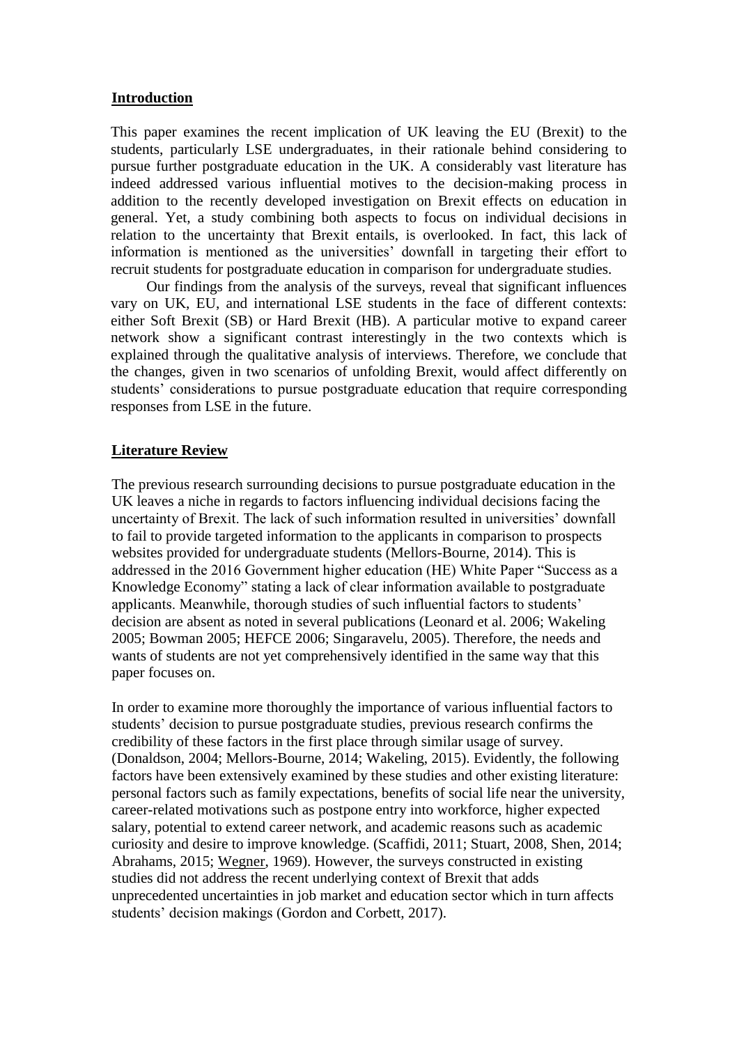## Introduction

This paper examines the recent implication of UK leaving the EU (Brexit) to the students, particularly LSE undergraduates, in their rationale behind considering to pursue further postgraduate education in the UK. A considerably vast literature has indeed addressed various influential motives to the decision-making process in addition to the recently developed investigation on Brexit effects on education in general. Yet, a study combining both aspects to focus on individual decisions in relation to the uncertainty that Brexit entails, is overlooked. In fact, this lack of information is mentioned as the universities' downfall in targeting their effort to recruit students for postgraduate education in comparison for undergraduate studies.

Our findings from the analysis of the surveys, reveal that significant influences vary on UK, EU, and international LSE students in the face of different contexts: either Soft Brexit (SB) or Hard Brexit (HB). A particular motive to expand career network show a significant contrast interestingly in the two contexts which is explained through the qualitative analysis of interviews. Therefore, we conclude that the changes, given in two scenarios of unfolding Brexit, would affect differently on students' considerations to pursue postgraduate education that require corresponding responses from LSE in the future.

## Literature Review

The previous research surrounding decisions to pursue postgraduate education in the UK leaves a niche in regards to factors influencing individual decisions facing the uncertainty of Brexit. The lack of such information resulted in universities' downfall to fail to provide targeted information to the applicants in comparison to prospects websites provided for undergraduate students (Mellors-Bourne, 2014). This is addressed in the 2016 Government higher education (HE) White Paper "Success as a Knowledge Economy" stating a lack of clear information available to postgraduate applicants. Meanwhile, thorough studies of such influential factors to students' decision are absent as noted in several publications (Leonard et al. 2006; Wakeling 2005; Bowman 2005; HEFCE 2006; Singaravelu, 2005). Therefore, the needs and wants of students are not yet comprehensively identified in the same way that this paper focuses on.

In order to examine more thoroughly the importance of various influential factors to students' decision to pursue postgraduate studies, previous research confirms the credibility of these factors in the first place through similar usage of survey. (Donaldson, 2004; Mellors-Bourne, 2014; Wakeling, 2015). Evidently, the following factors have been extensively examined by these studies and other existing literature: personal factors such as family expectations, benefits of social life near the university, career-related motivations such as postpone entry into workforce, higher expected salary, potential to extend career network, and academic reasons such as academic curiosity and desire to improve knowledge. (Scaffidi, 2011; Stuart, 2008, Shen, 2014; Abrahams, 2015; Wegner, 1969). However, the surveys constructed in existing studies did not address the recent underlying context of Brexit that adds unprecedented uncertainties in job market and education sector which in turn affects students' decision makings (Gordon and Corbett, 2017).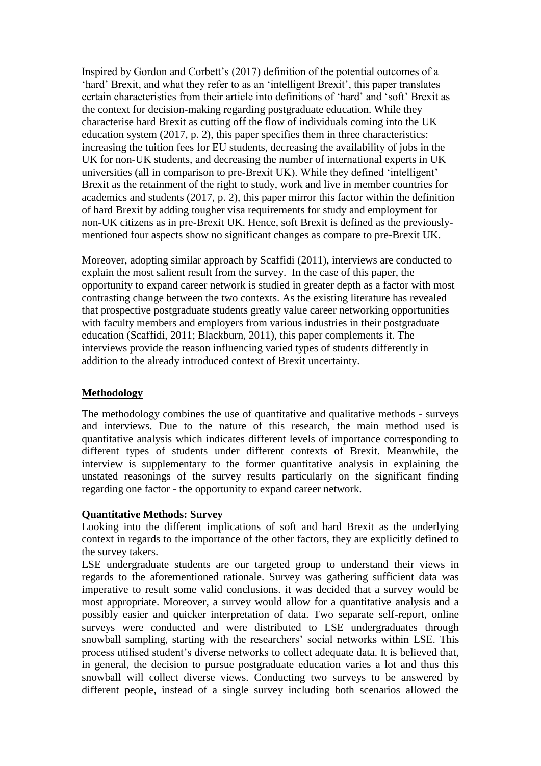Inspired by Gordon and Corbett's (2017) definition of the potential outcomes of a 'hard' Brexit, and what they refer to as an 'intelligent Brexit', this paper translates certain characteristics from their article into definitions of 'hard' and 'soft' Brexit as the context for decision-making regarding postgraduate education. While they characterise hard Brexit as cutting off the flow of individuals coming into the UK education system (2017, p. 2), this paper specifies them in three characteristics: increasing the tuition fees for EU students, decreasing the availability of jobs in the UK for non-UK students, and decreasing the number of international experts in UK universities (all in comparison to pre-Brexit UK). While they defined 'intelligent' Brexit as the retainment of the right to study, work and live in member countries for academics and students (2017, p. 2), this paper mirror this factor within the definition of hard Brexit by adding tougher visa requirements for study and employment for non-UK citizens as in pre-Brexit UK. Hence, soft Brexit is defined as the previously-mentioned four aspects show no significant changes as compare to pre-Brexit UK.

Moreover, adopting similar approach by Scaffidi (2011), interviews are conducted to explain the most salient result from the survey. In the case of this paper, the opportunity to expand career network is studied in greater depth as a factor with most contrasting change between the two contexts. As the existing literature has revealed that prospective postgraduate students greatly value career networking opportunities with faculty members and employers from various industries in their postgraduate education (Scaffidi, 2011; Blackburn, 2011), this paper complements it. The interviews provide the reason influencing varied types of students differently in addition to the already introduced context of Brexit uncertainty.

## Methodology

The methodology combines the use of quantitative and qualitative methods - surveys and interviews. Due to the nature of this research, the main method used is quantitative analysis which indicates different levels of importance corresponding to different types of students under different contexts of Brexit. Meanwhile, the interview is supplementary to the former quantitative analysis in explaining the unstated reasonings of the survey results particularly on the significant finding regarding one factor - the opportunity to expand career network.

### Quantitative Methods: Survey

Looking into the different implications of soft and hard Brexit as the underlying context in regards to the importance of the other factors, they are explicitly defined to the survey takers.

LSE undergraduate students are our targeted group to understand their views in regards to the aforementioned rationale. Survey was gathering sufficient data was imperative to result some valid conclusions. it was decided that a survey would be most appropriate. Moreover, a survey would allow for a quantitative analysis and a possibly easier and quicker interpretation of data. Two separate self-report, online surveys were conducted and were distributed to LSE undergraduates through snowball sampling, starting with the researchers' social networks within LSE. This process utilised student's diverse networks to collect adequate data. It is believed that, in general, the decision to pursue postgraduate education varies a lot and thus this snowball will collect diverse views. Conducting two surveys to be answered by different people, instead of a single survey including both scenarios allowed the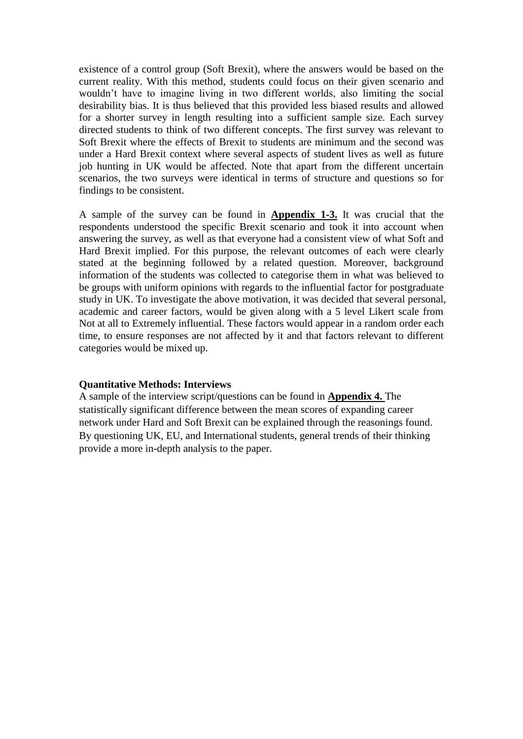existence of a control group (Soft Brexit), where the answers would be based on the current reality. With this method, students could focus on their given scenario and wouldn't have to imagine living in two different worlds, also limiting the social desirability bias. It is thus believed that this provided less biased results and allowed for a shorter survey in length resulting into a sufficient sample size. Each survey directed students to think of two different concepts. The first survey was relevant to Soft Brexit where the effects of Brexit to students are minimum and the second was under a Hard Brexit context where several aspects of student lives as well as future job hunting in UK would be affected. Note that apart from the different uncertain scenarios, the two surveys were identical in terms of structure and questions so for findings to be consistent.

A sample of the survey can be found in **Appendix 1-3.** It was crucial that the respondents understood the specific Brexit scenario and took it into account when answering the survey, as well as that everyone had a consistent view of what Soft and Hard Brexit implied. For this purpose, the relevant outcomes of each were clearly stated at the beginning followed by a related question. Moreover, background information of the students was collected to categorise them in what was believed to be groups with uniform opinions with regards to the influential factor for postgraduate study in UK. To investigate the above motivation, it was decided that several personal, academic and career factors, would be given along with a 5 level Likert scale from Not at all to Extremely influential. These factors would appear in a random order each time, to ensure responses are not affected by it and that factors relevant to different categories would be mixed up.

**Quantitative Methods: Interviews**

A sample of the interview script/questions can be found in **Appendix 4.** The statistically significant difference between the mean scores of expanding career network under Hard and Soft Brexit can be explained through the reasonings found. By questioning UK, EU, and International students, general trends of their thinking provide a more in-depth analysis to the paper.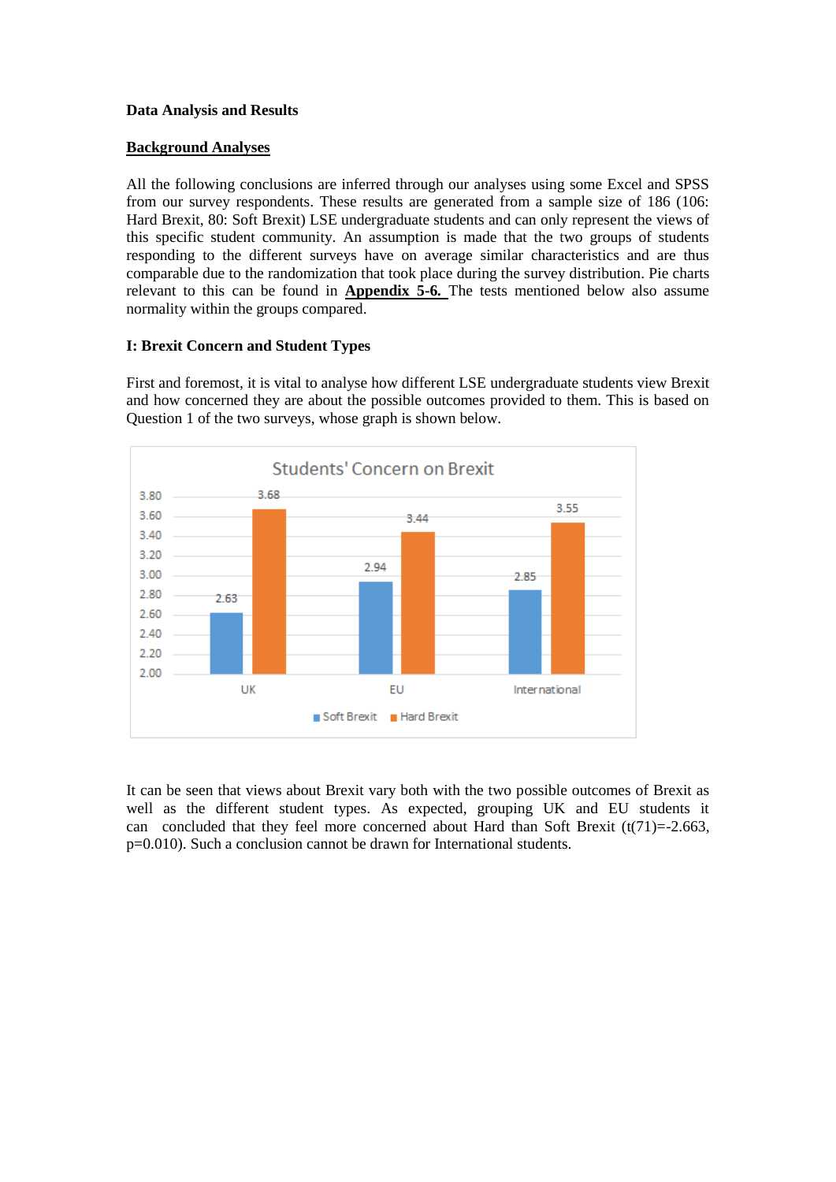**Data Analysis and Results**

**Background Analyses**

All the following conclusions are inferred through our analyses using some Excel and SPSS from our survey respondents. These results are generated from a sample size of 186 (106: Hard Brexit, 80: Soft Brexit) LSE undergraduate students and can only represent the views of this specific student community. An assumption is made that the two groups of students responding to the different surveys have on average similar characteristics and are thus comparable due to the randomization that took place during the survey distribution. Pie charts relevant to this can be found in **Appendix 5-6.** The tests mentioned below also assume normality within the groups compared.

**I: Brexit Concern and Student Types**

First and foremost, it is vital to analyse how different LSE undergraduate students view Brexit and how concerned they are about the possible outcomes provided to them. This is based on Question 1 of the two surveys, whose graph is shown below.

Students' Concern on Brexit

| | Soft Brexit | Hard Brexit |
|---|---|---|
| UK | 2.63 | 3.68 |
| EU | 2.94 | 3.44 |
| International | 2.85 | 3.55 |

It can be seen that views about Brexit vary both with the two possible outcomes of Brexit as well as the different student types. As expected, grouping UK and EU students it can concluded that they feel more concerned about Hard than Soft Brexit ($t(71)=-2.663$, $p=0.010$). Such a conclusion cannot be drawn for International students.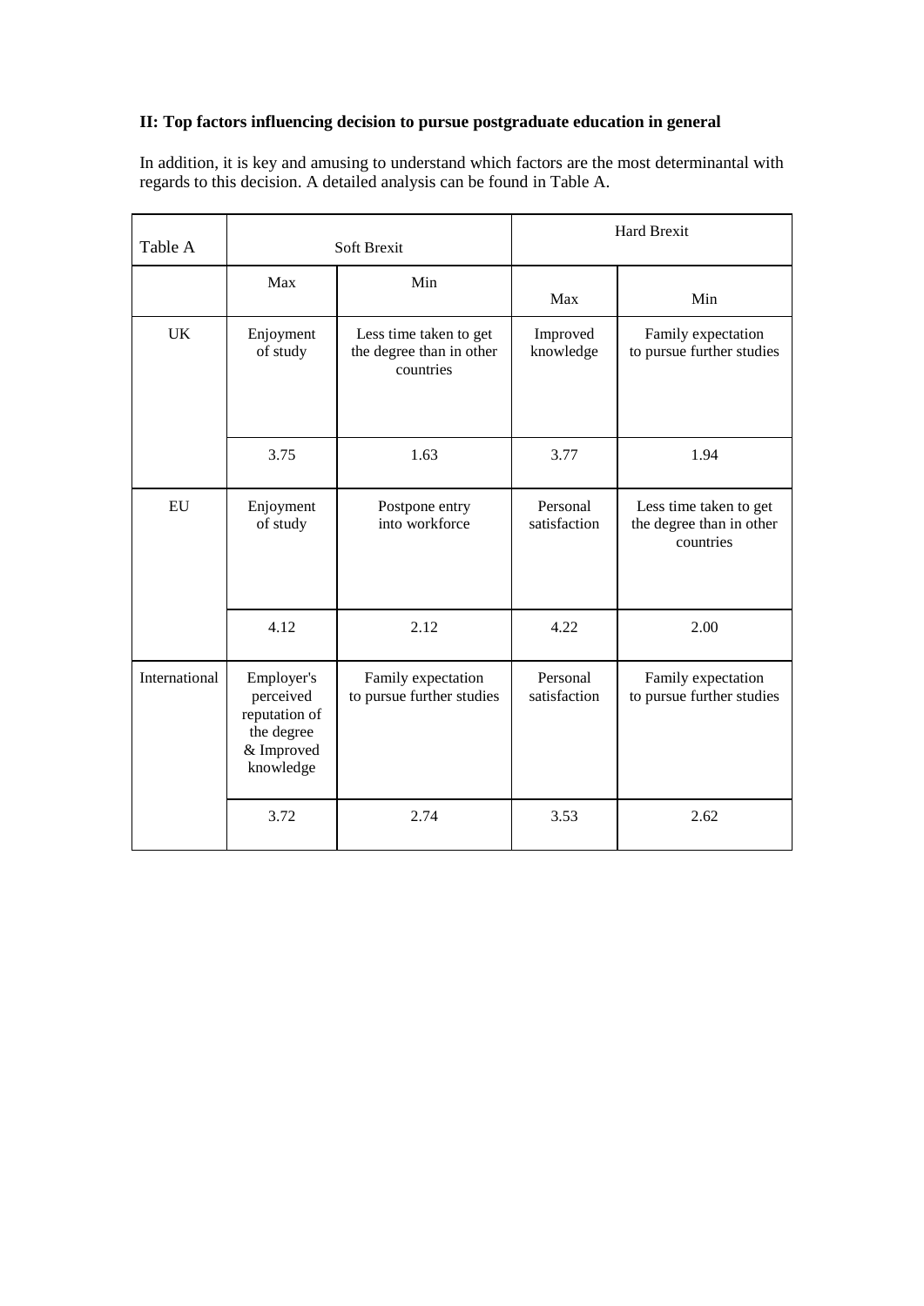**II: Top factors influencing decision to pursue postgraduate education in general**

In addition, it is key and amusing to understand which factors are the most determinantal with regards to this decision. A detailed analysis can be found in Table A.

| Table A | Soft Brexit | | Hard Brexit | |
|---|---|---|---|---|
| | Max | Min | Max | Min |
| UK | Enjoyment of study | Less time taken to get the degree than in other countries | Improved knowledge | Family expectation to pursue further studies |
| | 3.75 | 1.63 | 3.77 | 1.94 |
| EU | Enjoyment of study | Postpone entry into workforce | Personal satisfaction | Less time taken to get the degree than in other countries |
| | 4.12 | 2.12 | 4.22 | 2.00 |
| International | Employer's perceived reputation of the degree & Improved knowledge | Family expectation to pursue further studies | Personal satisfaction | Family expectation to pursue further studies |
| | 3.72 | 2.74 | 3.53 | 2.62 |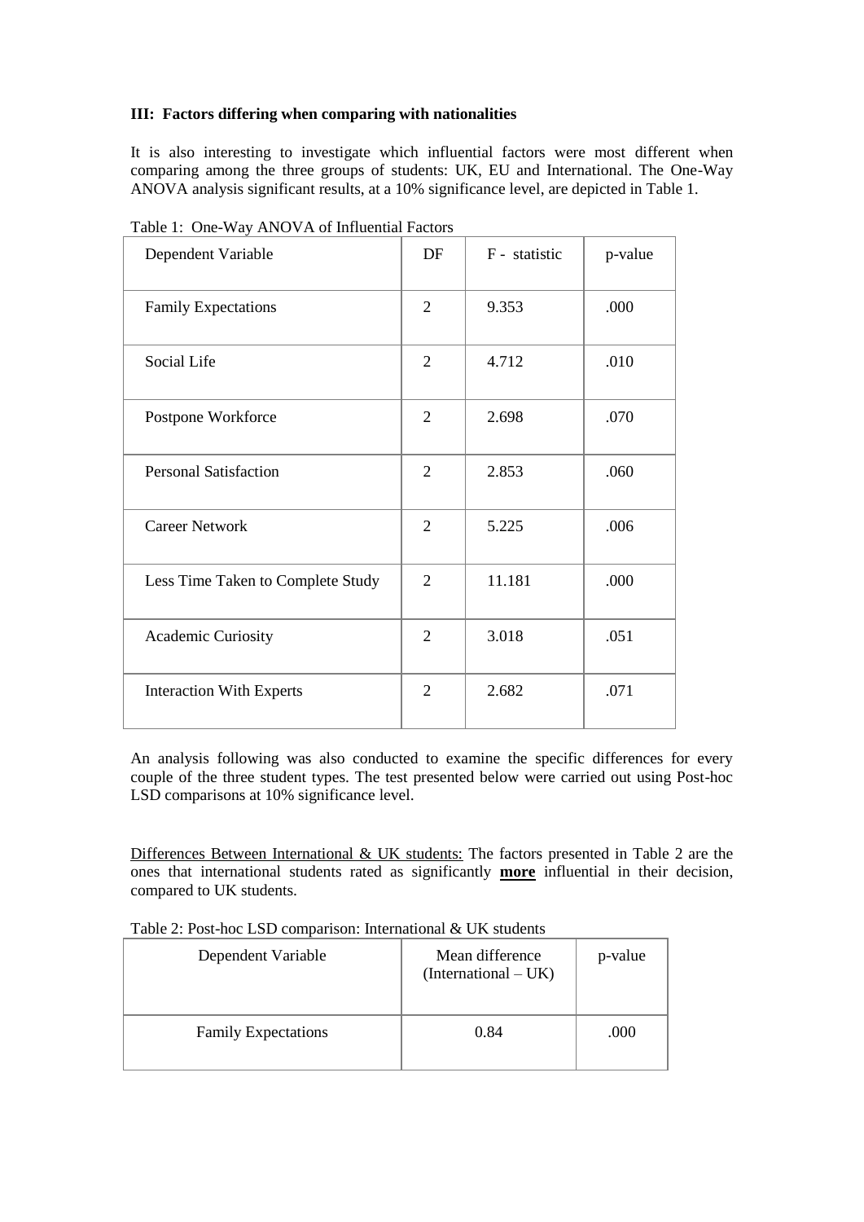### III: Factors differing when comparing with nationalities

It is also interesting to investigate which influential factors were most different when comparing among the three groups of students: UK, EU and International. The One-Way ANOVA analysis significant results, at a 10% significance level, are depicted in Table 1.

Table 1: One-Way ANOVA of Influential Factors

| Dependent Variable | DF | F - statistic | p-value |
|---|---|---|---|
| Family Expectations | 2 | 9.353 | .000 |
| Social Life | 2 | 4.712 | .010 |
| Postpone Workforce | 2 | 2.698 | .070 |
| Personal Satisfaction | 2 | 2.853 | .060 |
| Career Network | 2 | 5.225 | .006 |
| Less Time Taken to Complete Study | 2 | 11.181 | .000 |
| Academic Curiosity | 2 | 3.018 | .051 |
| Interaction With Experts | 2 | 2.682 | .071 |

An analysis following was also conducted to examine the specific differences for every couple of the three student types. The test presented below were carried out using Post-hoc LSD comparisons at 10% significance level.

Differences Between International & UK students: The factors presented in Table 2 are the ones that international students rated as significantly **more** influential in their decision, compared to UK students.

Table 2: Post-hoc LSD comparison: International & UK students

| Dependent Variable | Mean difference (International – UK) | p-value |
|---|---|---|
| Family Expectations | 0.84 | .000 |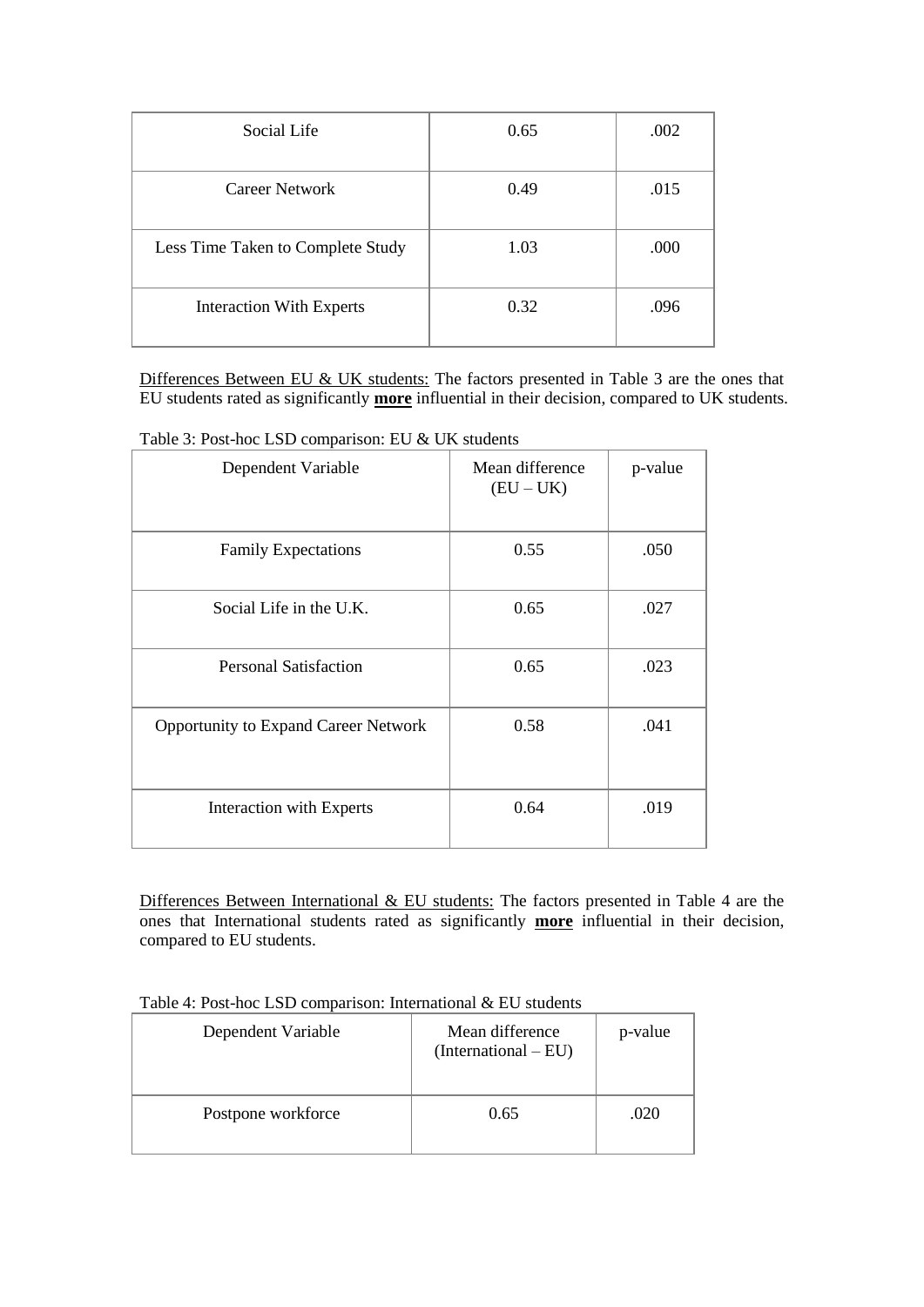| | | |
|---|---|---|
| Social Life | 0.65 | .002 |
| Career Network | 0.49 | .015 |
| Less Time Taken to Complete Study | 1.03 | .000 |
| Interaction With Experts | 0.32 | .096 |

Differences Between EU & UK students: The factors presented in Table 3 are the ones that EU students rated as significantly **more** influential in their decision, compared to UK students.

Table 3: Post-hoc LSD comparison: EU & UK students

| Dependent Variable | Mean difference (EU – UK) | p-value |
|---|---|---|
| Family Expectations | 0.55 | .050 |
| Social Life in the U.K. | 0.65 | .027 |
| Personal Satisfaction | 0.65 | .023 |
| Opportunity to Expand Career Network | 0.58 | .041 |
| Interaction with Experts | 0.64 | .019 |

Differences Between International & EU students: The factors presented in Table 4 are the ones that International students rated as significantly **more** influential in their decision, compared to EU students.

Table 4: Post-hoc LSD comparison: International & EU students

| Dependent Variable | Mean difference (International – EU) | p-value |
|---|---|---|
| Postpone workforce | 0.65 | .020 |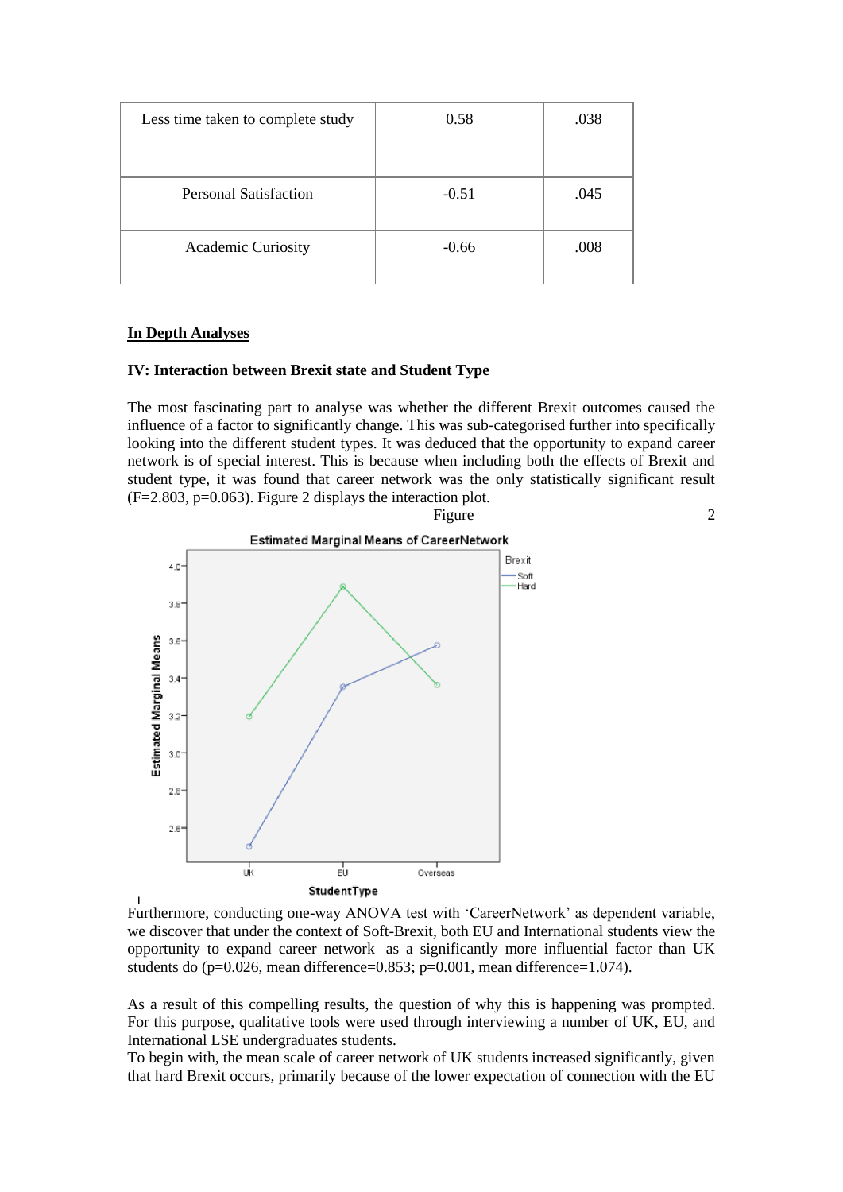| Less time taken to complete study | 0.58 | .038 |
|---|---|---|
| Personal Satisfaction | -0.51 | .045 |
| Academic Curiosity | -0.66 | .008 |

**<u>In Depth Analyses</u>**

**IV: Interaction between Brexit state and Student Type**

The most fascinating part to analyse was whether the different Brexit outcomes caused the influence of a factor to significantly change. This was sub-categorised further into specifically looking into the different student types. It was deduced that the opportunity to expand career network is of special interest. This is because when including both the effects of Brexit and student type, it was found that career network was the only statistically significant result ($F=2.803$, $p=0.063$). Figure 2 displays the interaction plot.

Figure 2

Furthermore, conducting one-way ANOVA test with 'CareerNetwork' as dependent variable, we discover that under the context of Soft-Brexit, both EU and International students view the opportunity to expand career network as a significantly more influential factor than UK students do ($p=0.026$, mean difference=0.853; $p=0.001$, mean difference=1.074).

As a result of this compelling results, the question of why this is happening was prompted. For this purpose, qualitative tools were used through interviewing a number of UK, EU, and International LSE undergraduates students.

To begin with, the mean scale of career network of UK students increased significantly, given that hard Brexit occurs, primarily because of the lower expectation of connection with the EU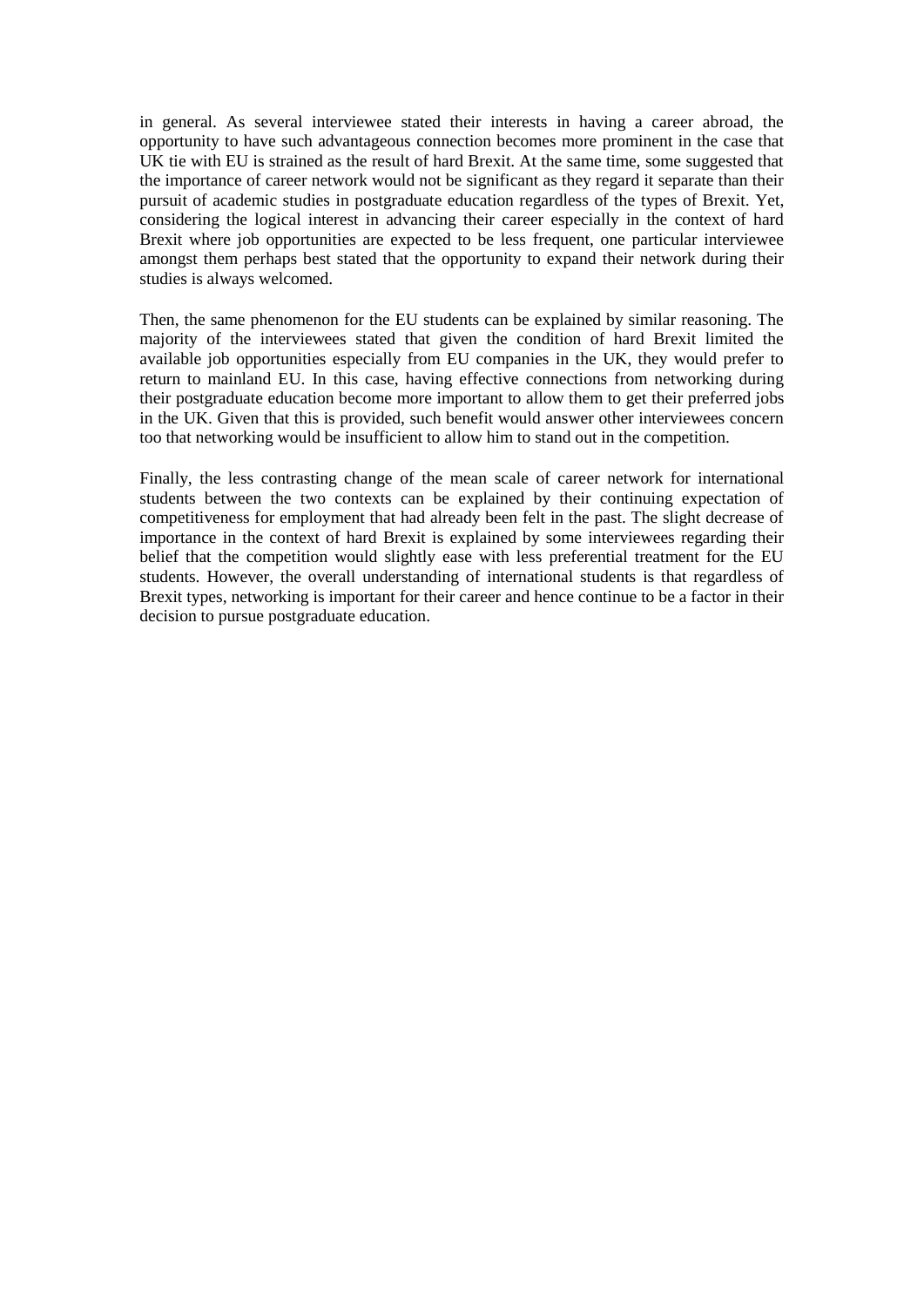in general. As several interviewee stated their interests in having a career abroad, the opportunity to have such advantageous connection becomes more prominent in the case that UK tie with EU is strained as the result of hard Brexit. At the same time, some suggested that the importance of career network would not be significant as they regard it separate than their pursuit of academic studies in postgraduate education regardless of the types of Brexit. Yet, considering the logical interest in advancing their career especially in the context of hard Brexit where job opportunities are expected to be less frequent, one particular interviewee amongst them perhaps best stated that the opportunity to expand their network during their studies is always welcomed.

Then, the same phenomenon for the EU students can be explained by similar reasoning. The majority of the interviewees stated that given the condition of hard Brexit limited the available job opportunities especially from EU companies in the UK, they would prefer to return to mainland EU. In this case, having effective connections from networking during their postgraduate education become more important to allow them to get their preferred jobs in the UK. Given that this is provided, such benefit would answer other interviewees concern too that networking would be insufficient to allow him to stand out in the competition.

Finally, the less contrasting change of the mean scale of career network for international students between the two contexts can be explained by their continuing expectation of competitiveness for employment that had already been felt in the past. The slight decrease of importance in the context of hard Brexit is explained by some interviewees regarding their belief that the competition would slightly ease with less preferential treatment for the EU students. However, the overall understanding of international students is that regardless of Brexit types, networking is important for their career and hence continue to be a factor in their decision to pursue postgraduate education.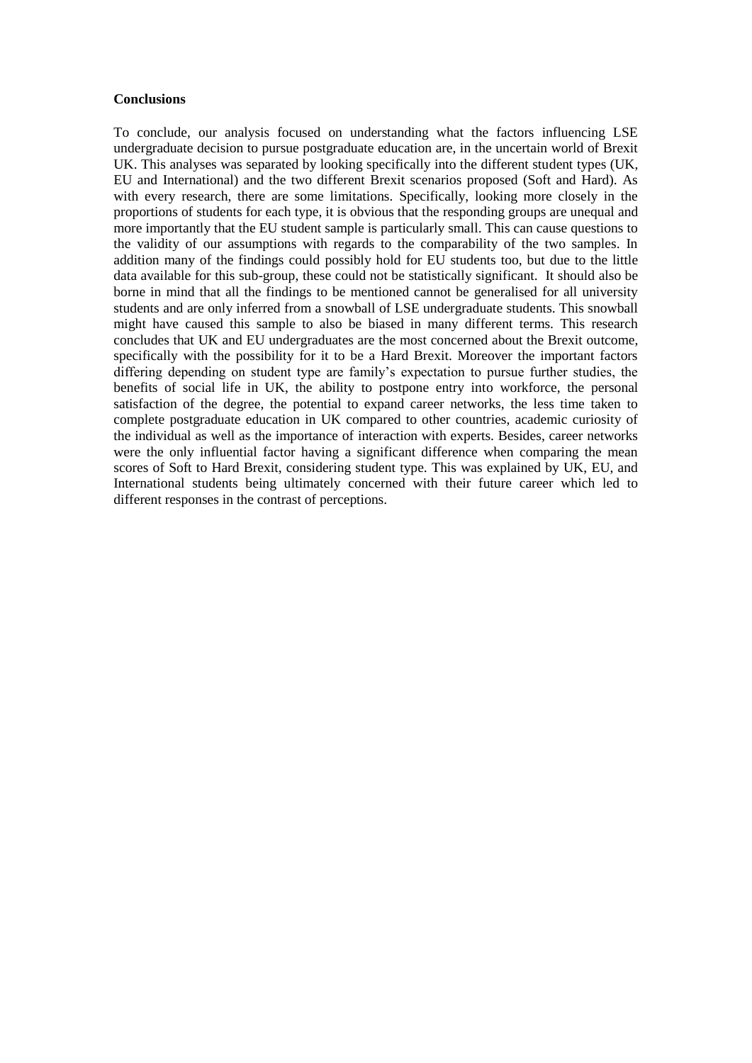**Conclusions**

To conclude, our analysis focused on understanding what the factors influencing LSE undergraduate decision to pursue postgraduate education are, in the uncertain world of Brexit UK. This analyses was separated by looking specifically into the different student types (UK, EU and International) and the two different Brexit scenarios proposed (Soft and Hard). As with every research, there are some limitations. Specifically, looking more closely in the proportions of students for each type, it is obvious that the responding groups are unequal and more importantly that the EU student sample is particularly small. This can cause questions to the validity of our assumptions with regards to the comparability of the two samples. In addition many of the findings could possibly hold for EU students too, but due to the little data available for this sub-group, these could not be statistically significant. It should also be borne in mind that all the findings to be mentioned cannot be generalised for all university students and are only inferred from a snowball of LSE undergraduate students. This snowball might have caused this sample to also be biased in many different terms. This research concludes that UK and EU undergraduates are the most concerned about the Brexit outcome, specifically with the possibility for it to be a Hard Brexit. Moreover the important factors differing depending on student type are family's expectation to pursue further studies, the benefits of social life in UK, the ability to postpone entry into workforce, the personal satisfaction of the degree, the potential to expand career networks, the less time taken to complete postgraduate education in UK compared to other countries, academic curiosity of the individual as well as the importance of interaction with experts. Besides, career networks were the only influential factor having a significant difference when comparing the mean scores of Soft to Hard Brexit, considering student type. This was explained by UK, EU, and International students being ultimately concerned with their future career which led to different responses in the contrast of perceptions.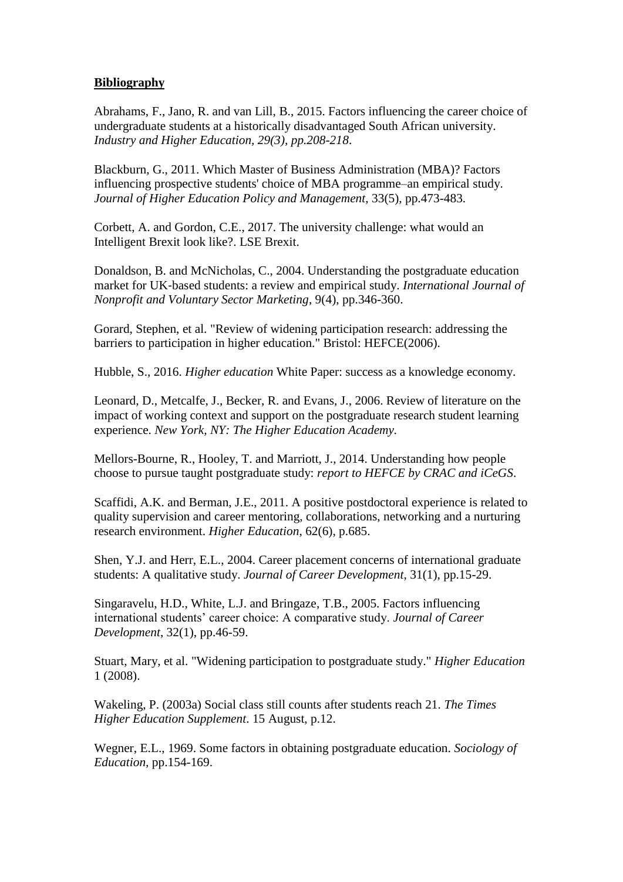**Bibliography**

Abrahams, F., Jano, R. and van Lill, B., 2015. Factors influencing the career choice of undergraduate students at a historically disadvantaged South African university. *Industry and Higher Education, 29(3), pp.208-218.*

Blackburn, G., 2011. Which Master of Business Administration (MBA)? Factors influencing prospective students' choice of MBA programme–an empirical study. *Journal of Higher Education Policy and Management*, 33(5), pp.473-483.

Corbett, A. and Gordon, C.E., 2017. The university challenge: what would an Intelligent Brexit look like?. LSE Brexit.

Donaldson, B. and McNicholas, C., 2004. Understanding the postgraduate education market for UK-based students: a review and empirical study. *International Journal of Nonprofit and Voluntary Sector Marketing*, 9(4), pp.346-360.

Gorard, Stephen, et al. "Review of widening participation research: addressing the barriers to participation in higher education." Bristol: HEFCE(2006).

Hubble, S., 2016. *Higher education* White Paper: success as a knowledge economy.

Leonard, D., Metcalfe, J., Becker, R. and Evans, J., 2006. Review of literature on the impact of working context and support on the postgraduate research student learning experience. *New York, NY: The Higher Education Academy.*

Mellors-Bourne, R., Hooley, T. and Marriott, J., 2014. Understanding how people choose to pursue taught postgraduate study: *report to HEFCE by CRAC and iCeGS*.

Scaffidi, A.K. and Berman, J.E., 2011. A positive postdoctoral experience is related to quality supervision and career mentoring, collaborations, networking and a nurturing research environment. *Higher Education*, 62(6), p.685.

Shen, Y.J. and Herr, E.L., 2004. Career placement concerns of international graduate students: A qualitative study. *Journal of Career Development*, 31(1), pp.15-29.

Singaravelu, H.D., White, L.J. and Bringaze, T.B., 2005. Factors influencing international students' career choice: A comparative study. *Journal of Career Development*, 32(1), pp.46-59.

Stuart, Mary, et al. "Widening participation to postgraduate study." *Higher Education* 1 (2008).

Wakeling, P. (2003a) Social class still counts after students reach 21. *The Times Higher Education Supplement*. 15 August, p.12.

Wegner, E.L., 1969. Some factors in obtaining postgraduate education. *Sociology of Education*, pp.154-169.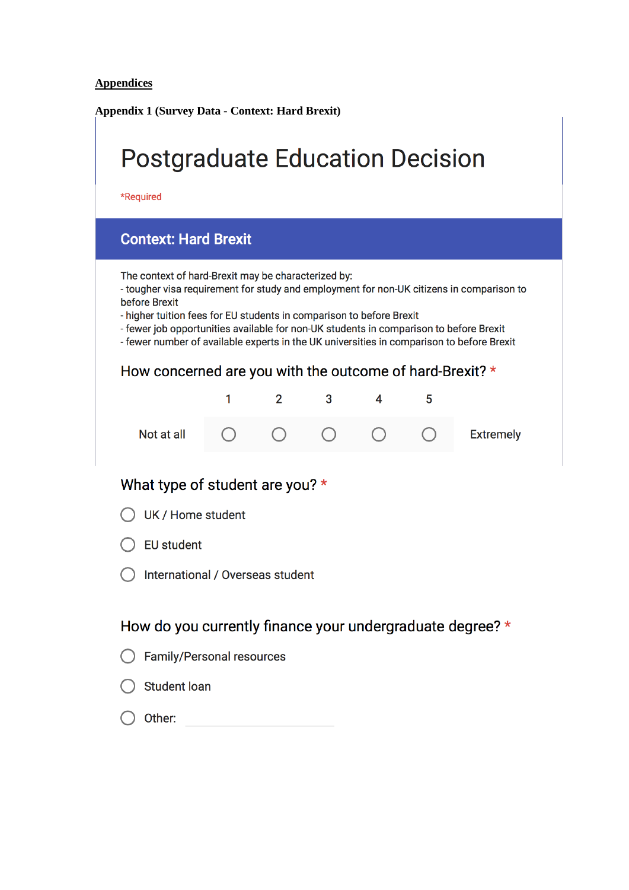**Appendices**

**Appendix 1 (Survey Data - Context: Hard Brexit)**

# Postgraduate Education Decision

*Required

## Context: Hard Brexit

The context of hard-Brexit may be characterized by:
- tougher visa requirement for study and employment for non-UK citizens in comparison to before Brexit
- higher tuition fees for EU students in comparison to before Brexit
- fewer job opportunities available for non-UK students in comparison to before Brexit
- fewer number of available experts in the UK universities in comparison to before Brexit

How concerned are you with the outcome of hard-Brexit? *

| | 1 | 2 | 3 | 4 | 5 | |
|---|---|---|---|---|---|---|
| Not at all | ○ | ○ | ○ | ○ | ○ | Extremely |

What type of student are you? *

- ○ UK / Home student
- ○ EU student
- ○ International / Overseas student

How do you currently finance your undergraduate degree? *

- ○ Family/Personal resources
- ○ Student loan
- ○ Other: ______________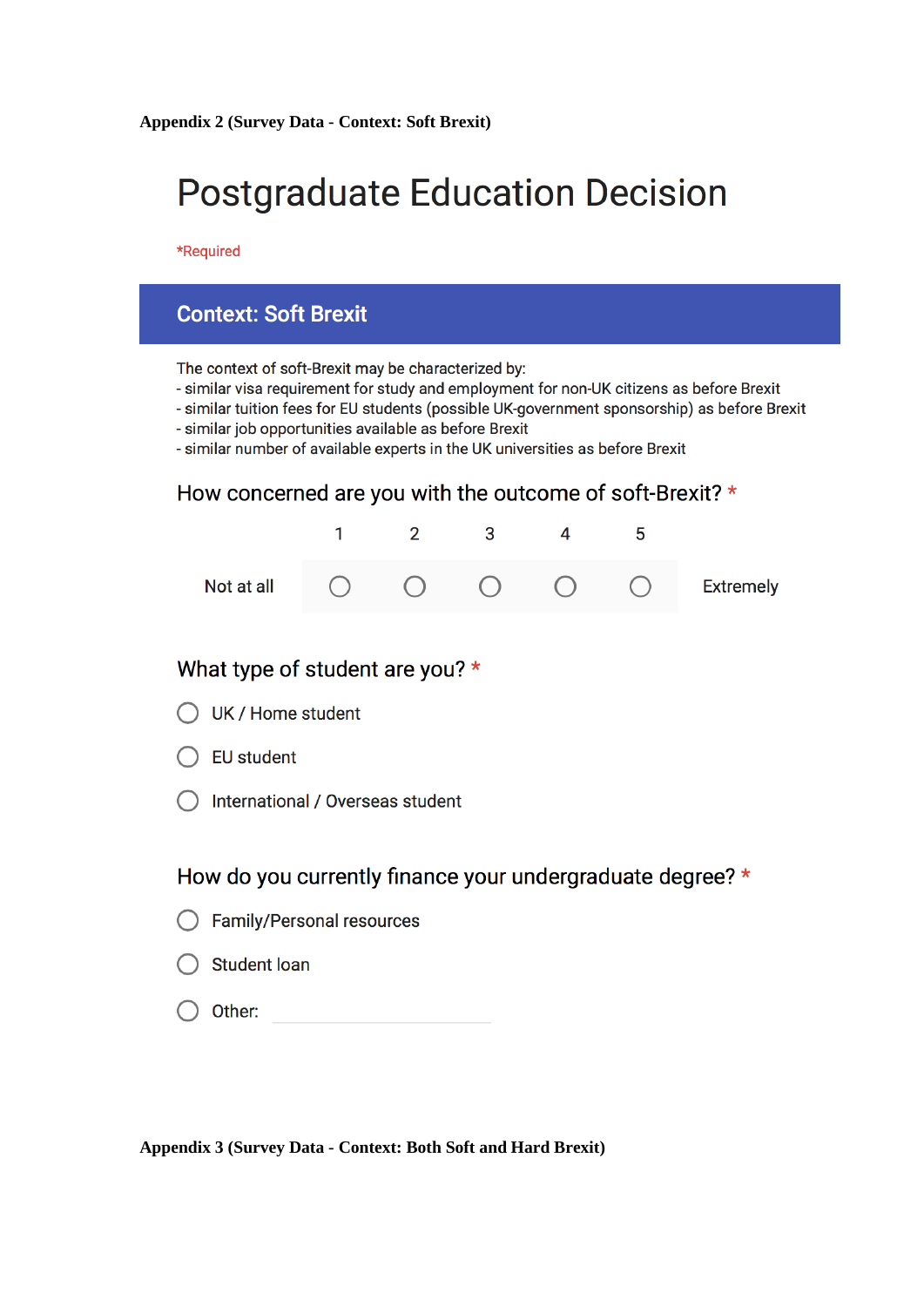**Appendix 2 (Survey Data - Context: Soft Brexit)**

# Postgraduate Education Decision

*Required

## Context: Soft Brexit

The context of soft-Brexit may be characterized by:
- similar visa requirement for study and employment for non-UK citizens as before Brexit
- similar tuition fees for EU students (possible UK-government sponsorship) as before Brexit
- similar job opportunities available as before Brexit
- similar number of available experts in the UK universities as before Brexit

### How concerned are you with the outcome of soft-Brexit? *

| | 1 | 2 | 3 | 4 | 5 | |
|---|---|---|---|---|---|---|
| Not at all | ◯ | ◯ | ◯ | ◯ | ◯ | Extremely |

### What type of student are you? *

- ◯ UK / Home student
- ◯ EU student
- ◯ International / Overseas student

### How do you currently finance your undergraduate degree? *

- ◯ Family/Personal resources
- ◯ Student loan
- ◯ Other: ____________

**Appendix 3 (Survey Data - Context: Both Soft and Hard Brexit)**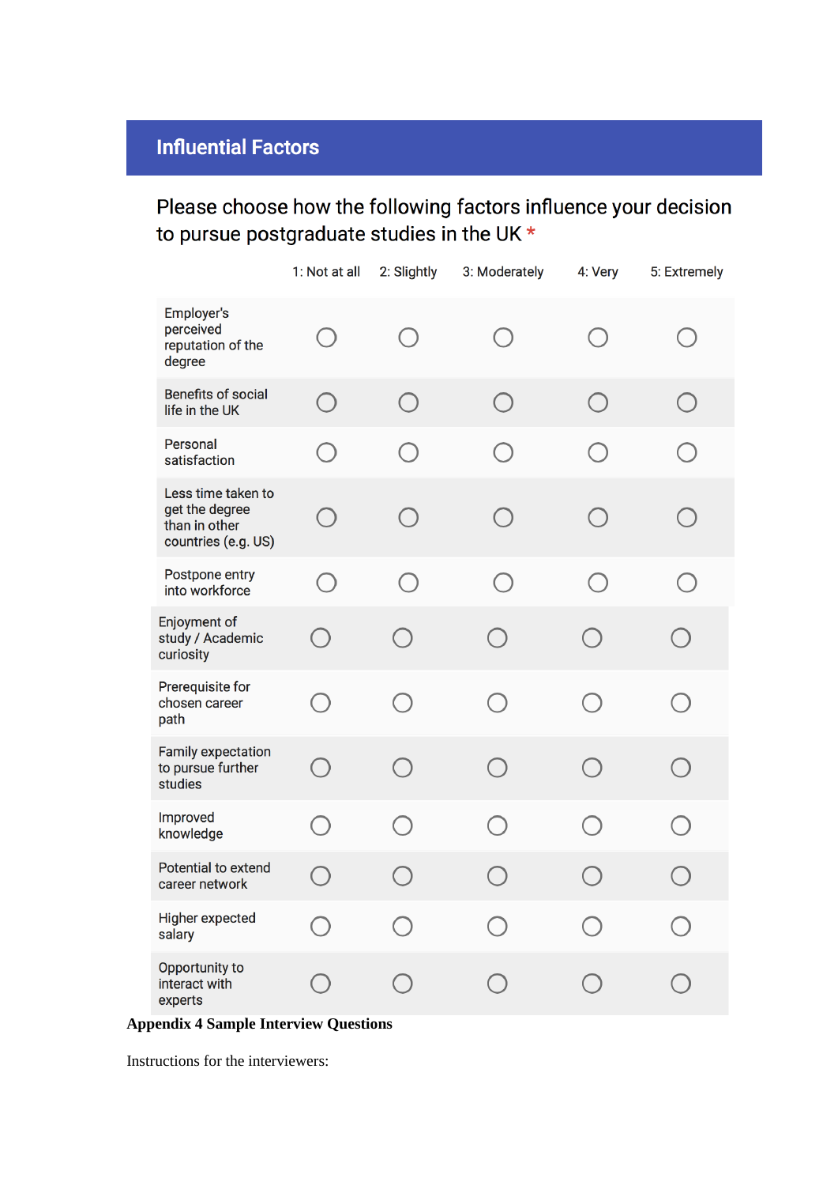## Influential Factors

Please choose how the following factors influence your decision to pursue postgraduate studies in the UK *

| | 1: Not at all | 2: Slightly | 3: Moderately | 4: Very | 5: Extremely |
|---|---|---|---|---|---|
| Employer's perceived reputation of the degree | ○ | ○ | ○ | ○ | ○ |
| Benefits of social life in the UK | ○ | ○ | ○ | ○ | ○ |
| Personal satisfaction | ○ | ○ | ○ | ○ | ○ |
| Less time taken to get the degree than in other countries (e.g. US) | ○ | ○ | ○ | ○ | ○ |
| Postpone entry into workforce | ○ | ○ | ○ | ○ | ○ |
| Enjoyment of study / Academic curiosity | ○ | ○ | ○ | ○ | ○ |
| Prerequisite for chosen career path | ○ | ○ | ○ | ○ | ○ |
| Family expectation to pursue further studies | ○ | ○ | ○ | ○ | ○ |
| Improved knowledge | ○ | ○ | ○ | ○ | ○ |
| Potential to extend career network | ○ | ○ | ○ | ○ | ○ |
| Higher expected salary | ○ | ○ | ○ | ○ | ○ |
| Opportunity to interact with experts | ○ | ○ | ○ | ○ | ○ |

**Appendix 4 Sample Interview Questions**

Instructions for the interviewers: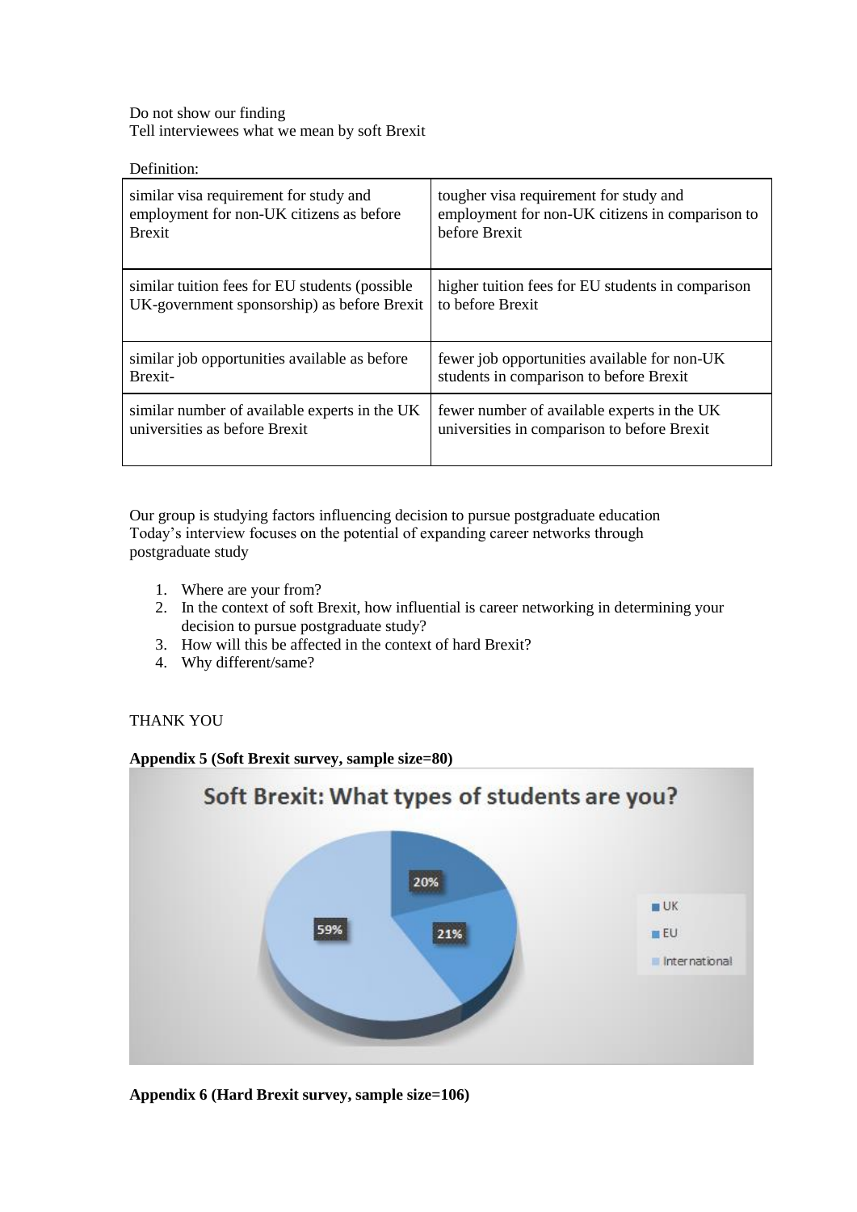Do not show our finding
Tell interviewees what we mean by soft Brexit

Definition:

| similar visa requirement for study and employment for non-UK citizens as before Brexit | tougher visa requirement for study and employment for non-UK citizens in comparison to before Brexit |
|---|---|
| similar tuition fees for EU students (possible UK-government sponsorship) as before Brexit | higher tuition fees for EU students in comparison to before Brexit |
| similar job opportunities available as before Brexit- | fewer job opportunities available for non-UK students in comparison to before Brexit |
| similar number of available experts in the UK universities as before Brexit | fewer number of available experts in the UK universities in comparison to before Brexit |

Our group is studying factors influencing decision to pursue postgraduate education
Today's interview focuses on the potential of expanding career networks through postgraduate study

1. Where are your from?
2. In the context of soft Brexit, how influential is career networking in determining your decision to pursue postgraduate study?
3. How will this be affected in the context of hard Brexit?
4. Why different/same?

THANK YOU

**Appendix 5 (Soft Brexit survey, sample size=80)**

Soft Brexit: What types of students are you?

- UK: 20%
- EU: 21%
- International: 59%

**Appendix 6 (Hard Brexit survey, sample size=106)**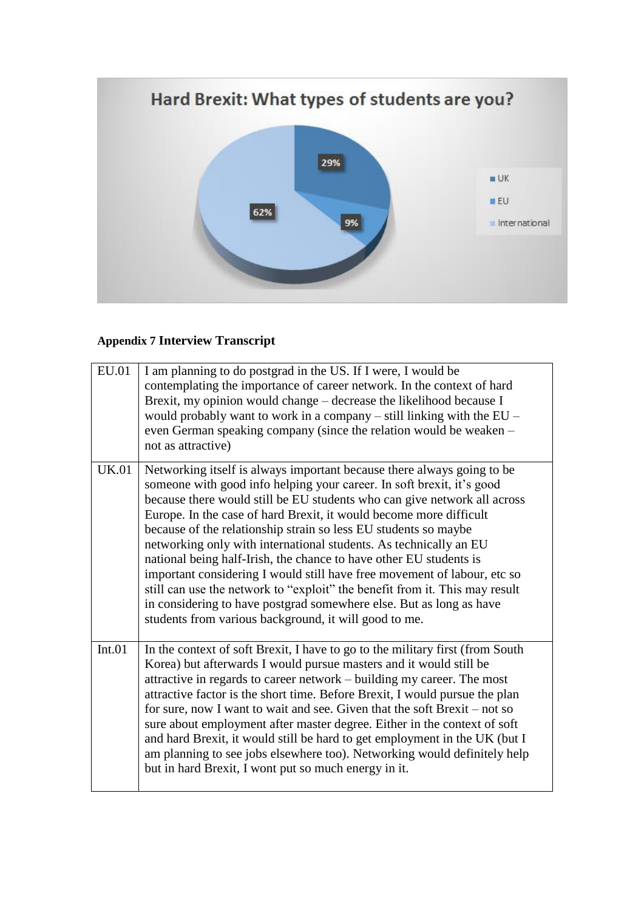Hard Brexit: What types of students are you?

- UK: 29%
- EU: 9%
- International: 62%

**Appendix 7 Interview Transcript**

| | |
|---|---|
| EU.01 | I am planning to do postgrad in the US. If I were, I would be contemplating the importance of career network. In the context of hard Brexit, my opinion would change – decrease the likelihood because I would probably want to work in a company – still linking with the EU – even German speaking company (since the relation would be weaken – not as attractive) |
| UK.01 | Networking itself is always important because there always going to be someone with good info helping your career. In soft brexit, it's good because there would still be EU students who can give network all across Europe. In the case of hard Brexit, it would become more difficult because of the relationship strain so less EU students so maybe networking only with international students. As technically an EU national being half-Irish, the chance to have other EU students is important considering I would still have free movement of labour, etc so still can use the network to "exploit" the benefit from it. This may result in considering to have postgrad somewhere else. But as long as have students from various background, it will good to me. |
| Int.01 | In the context of soft Brexit, I have to go to the military first (from South Korea) but afterwards I would pursue masters and it would still be attractive in regards to career network – building my career. The most attractive factor is the short time. Before Brexit, I would pursue the plan for sure, now I want to wait and see. Given that the soft Brexit – not so sure about employment after master degree. Either in the context of soft and hard Brexit, it would still be hard to get employment in the UK (but I am planning to see jobs elsewhere too). Networking would definitely help but in hard Brexit, I wont put so much energy in it. |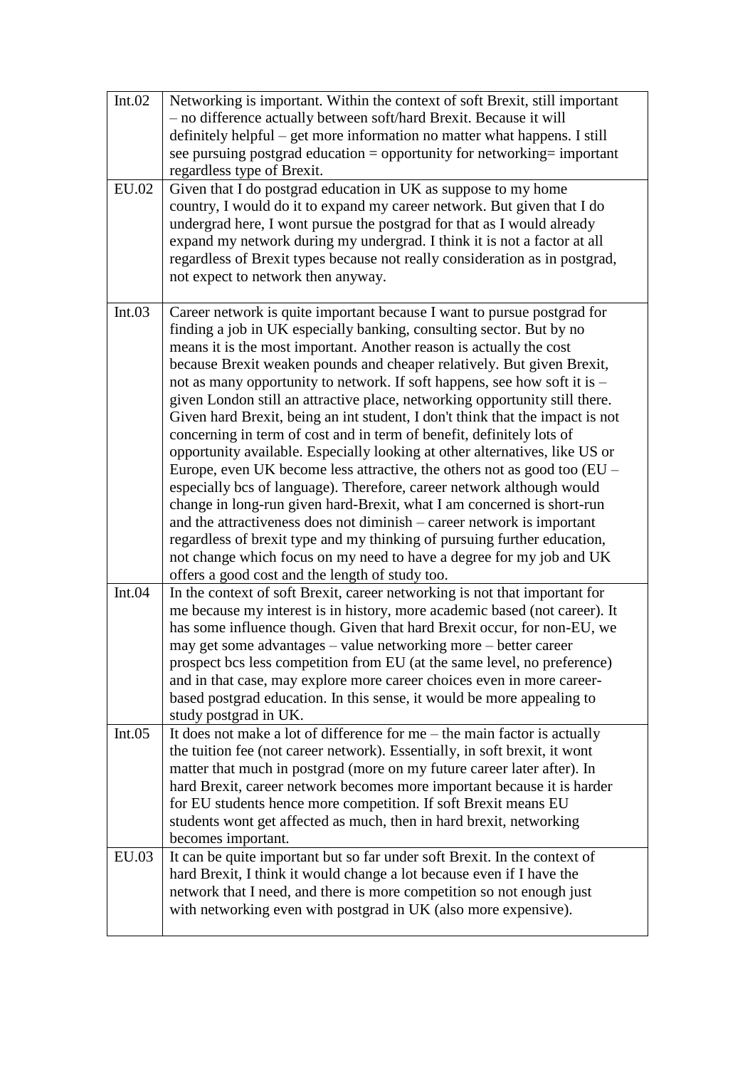| | |
|---|---|
| Int.02 | Networking is important. Within the context of soft Brexit, still important – no difference actually between soft/hard Brexit. Because it will definitely helpful – get more information no matter what happens. I still see pursuing postgrad education = opportunity for networking= important regardless type of Brexit. |
| EU.02 | Given that I do postgrad education in UK as suppose to my home country, I would do it to expand my career network. But given that I do undergrad here, I wont pursue the postgrad for that as I would already expand my network during my undergrad. I think it is not a factor at all regardless of Brexit types because not really consideration as in postgrad, not expect to network then anyway. |
| Int.03 | Career network is quite important because I want to pursue postgrad for finding a job in UK especially banking, consulting sector. But by no means it is the most important. Another reason is actually the cost because Brexit weaken pounds and cheaper relatively. But given Brexit, not as many opportunity to network. If soft happens, see how soft it is – given London still an attractive place, networking opportunity still there. Given hard Brexit, being an int student, I don't think that the impact is not concerning in term of cost and in term of benefit, definitely lots of opportunity available. Especially looking at other alternatives, like US or Europe, even UK become less attractive, the others not as good too (EU – especially bcs of language). Therefore, career network although would change in long-run given hard-Brexit, what I am concerned is short-run and the attractiveness does not diminish – career network is important regardless of brexit type and my thinking of pursuing further education, not change which focus on my need to have a degree for my job and UK offers a good cost and the length of study too. |
| Int.04 | In the context of soft Brexit, career networking is not that important for me because my interest is in history, more academic based (not career). It has some influence though. Given that hard Brexit occur, for non-EU, we may get some advantages – value networking more – better career prospect bcs less competition from EU (at the same level, no preference) and in that case, may explore more career choices even in more career-based postgrad education. In this sense, it would be more appealing to study postgrad in UK. |
| Int.05 | It does not make a lot of difference for me – the main factor is actually the tuition fee (not career network). Essentially, in soft brexit, it wont matter that much in postgrad (more on my future career later after). In hard Brexit, career network becomes more important because it is harder for EU students hence more competition. If soft Brexit means EU students wont get affected as much, then in hard brexit, networking becomes important. |
| EU.03 | It can be quite important but so far under soft Brexit. In the context of hard Brexit, I think it would change a lot because even if I have the network that I need, and there is more competition so not enough just with networking even with postgrad in UK (also more expensive). |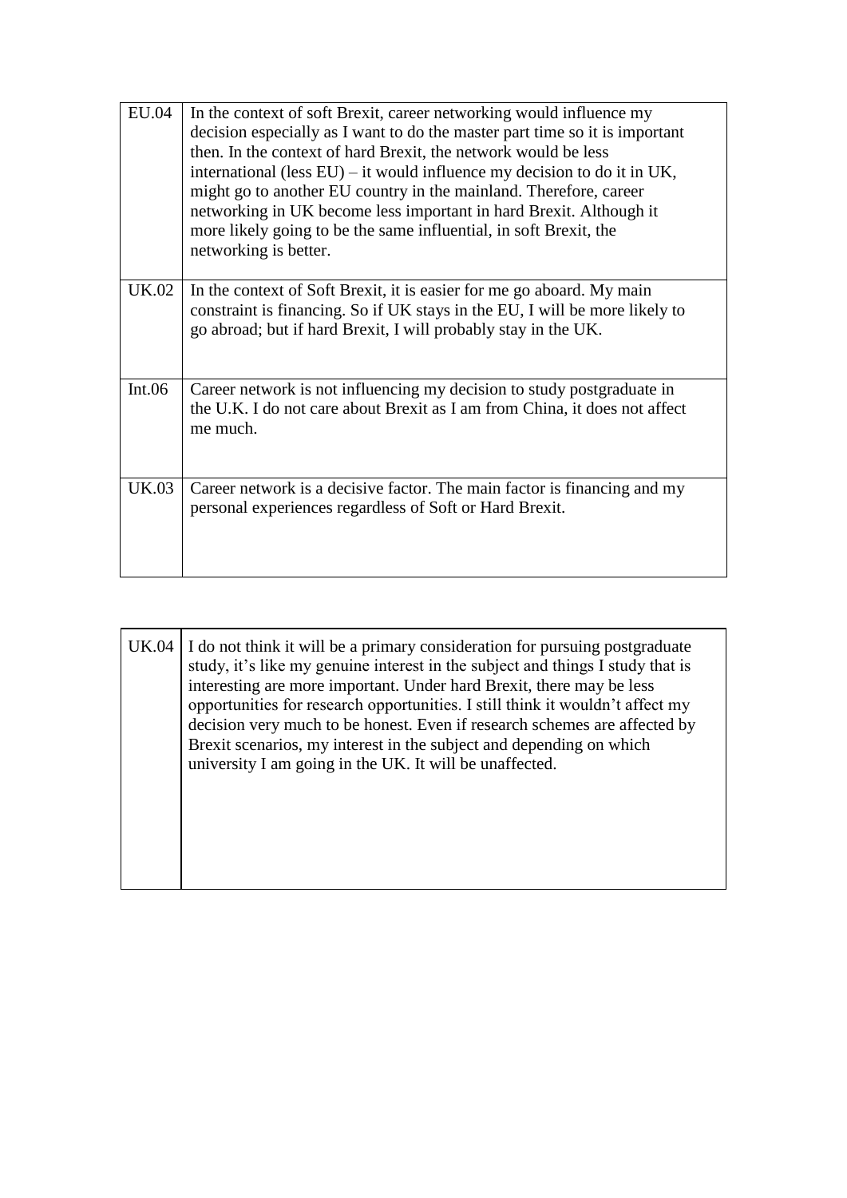| | |
|---|---|
| EU.04 | In the context of soft Brexit, career networking would influence my decision especially as I want to do the master part time so it is important then. In the context of hard Brexit, the network would be less international (less EU) – it would influence my decision to do it in UK, might go to another EU country in the mainland. Therefore, career networking in UK become less important in hard Brexit. Although it more likely going to be the same influential, in soft Brexit, the networking is better. |
| UK.02 | In the context of Soft Brexit, it is easier for me go aboard. My main constraint is financing. So if UK stays in the EU, I will be more likely to go abroad; but if hard Brexit, I will probably stay in the UK. |
| Int.06 | Career network is not influencing my decision to study postgraduate in the U.K. I do not care about Brexit as I am from China, it does not affect me much. |
| UK.03 | Career network is a decisive factor. The main factor is financing and my personal experiences regardless of Soft or Hard Brexit. |

| | |
|---|---|
| UK.04 | I do not think it will be a primary consideration for pursuing postgraduate study, it's like my genuine interest in the subject and things I study that is interesting are more important. Under hard Brexit, there may be less opportunities for research opportunities. I still think it wouldn't affect my decision very much to be honest. Even if research schemes are affected by Brexit scenarios, my interest in the subject and depending on which university I am going in the UK. It will be unaffected. |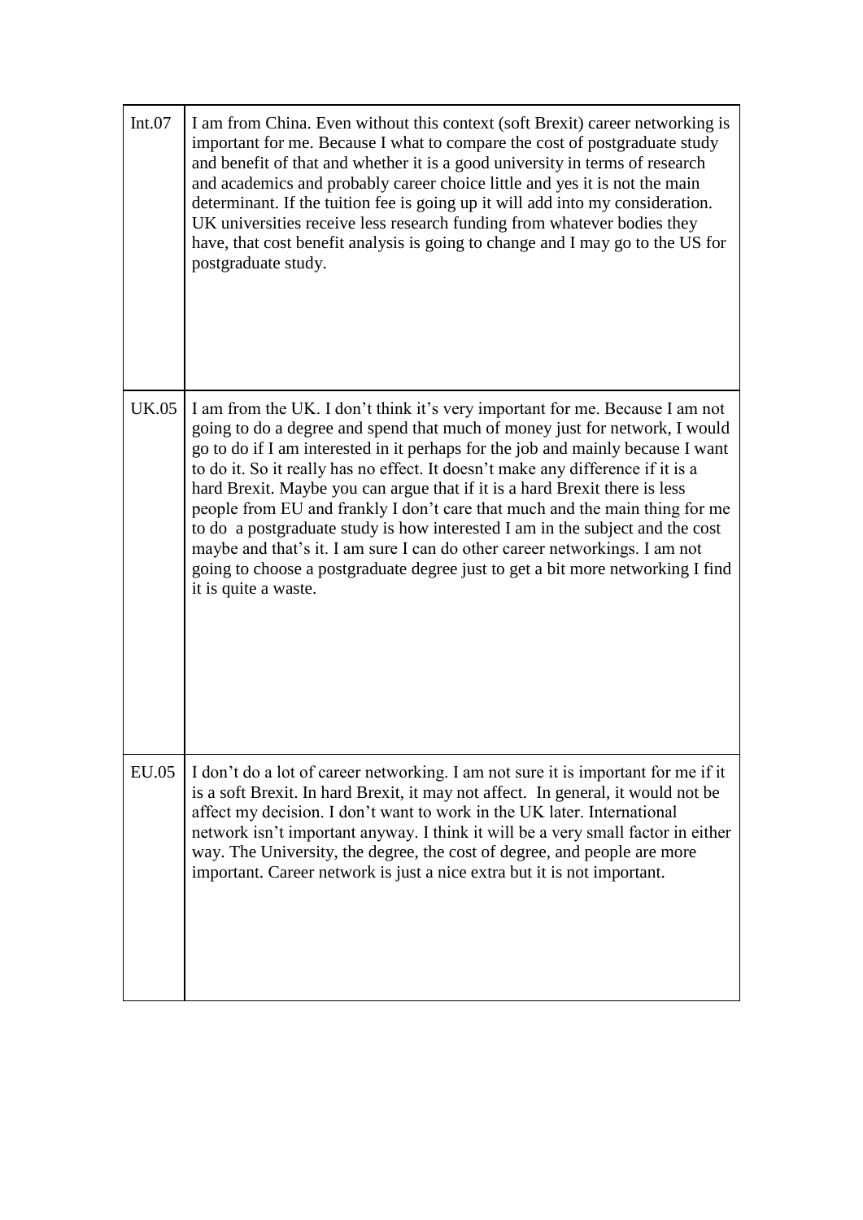| | |
|---|---|
| Int.07 | I am from China. Even without this context (soft Brexit) career networking is important for me. Because I what to compare the cost of postgraduate study and benefit of that and whether it is a good university in terms of research and academics and probably career choice little and yes it is not the main determinant. If the tuition fee is going up it will add into my consideration. UK universities receive less research funding from whatever bodies they have, that cost benefit analysis is going to change and I may go to the US for postgraduate study. |
| UK.05 | I am from the UK. I don't think it's very important for me. Because I am not going to do a degree and spend that much of money just for network, I would go to do if I am interested in it perhaps for the job and mainly because I want to do it. So it really has no effect. It doesn't make any difference if it is a hard Brexit. Maybe you can argue that if it is a hard Brexit there is less people from EU and frankly I don't care that much and the main thing for me to do a postgraduate study is how interested I am in the subject and the cost maybe and that's it. I am sure I can do other career networkings. I am not going to choose a postgraduate degree just to get a bit more networking I find it is quite a waste. |
| EU.05 | I don't do a lot of career networking. I am not sure it is important for me if it is a soft Brexit. In hard Brexit, it may not affect. In general, it would not be affect my decision. I don't want to work in the UK later. International network isn't important anyway. I think it will be a very small factor in either way. The University, the degree, the cost of degree, and people are more important. Career network is just a nice extra but it is not important. |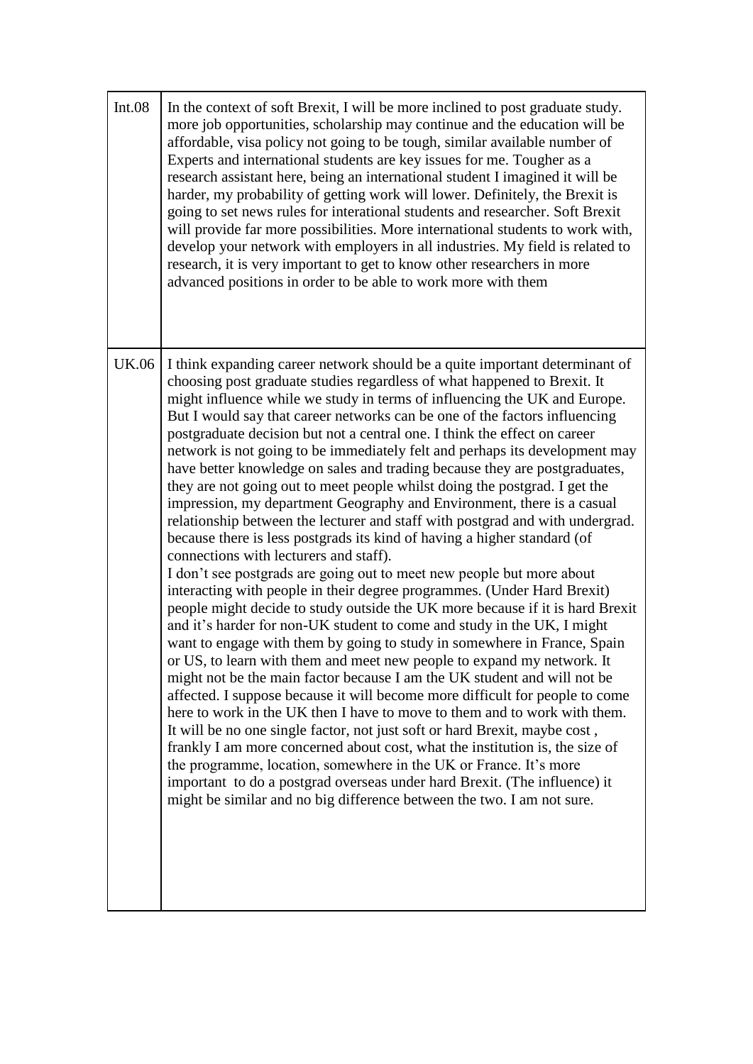| | |
|---|---|
| Int.08 | In the context of soft Brexit, I will be more inclined to post graduate study. more job opportunities, scholarship may continue and the education will be affordable, visa policy not going to be tough, similar available number of Experts and international students are key issues for me. Tougher as a research assistant here, being an international student I imagined it will be harder, my probability of getting work will lower. Definitely, the Brexit is going to set news rules for interational students and researcher. Soft Brexit will provide far more possibilities. More international students to work with, develop your network with employers in all industries. My field is related to research, it is very important to get to know other researchers in more advanced positions in order to be able to work more with them |
| UK.06 | I think expanding career network should be a quite important determinant of choosing post graduate studies regardless of what happened to Brexit. It might influence while we study in terms of influencing the UK and Europe. But I would say that career networks can be one of the factors influencing postgraduate decision but not a central one. I think the effect on career network is not going to be immediately felt and perhaps its development may have better knowledge on sales and trading because they are postgraduates, they are not going out to meet people whilst doing the postgrad. I get the impression, my department Geography and Environment, there is a casual relationship between the lecturer and staff with postgrad and with undergrad. because there is less postgrads its kind of having a higher standard (of connections with lecturers and staff).<br>I don't see postgrads are going out to meet new people but more about interacting with people in their degree programmes. (Under Hard Brexit) people might decide to study outside the UK more because if it is hard Brexit and it's harder for non-UK student to come and study in the UK, I might want to engage with them by going to study in somewhere in France, Spain or US, to learn with them and meet new people to expand my network. It might not be the main factor because I am the UK student and will not be affected. I suppose because it will become more difficult for people to come here to work in the UK then I have to move to them and to work with them. It will be no one single factor, not just soft or hard Brexit, maybe cost , frankly I am more concerned about cost, what the institution is, the size of the programme, location, somewhere in the UK or France. It's more important to do a postgrad overseas under hard Brexit. (The influence) it might be similar and no big difference between the two. I am not sure. |